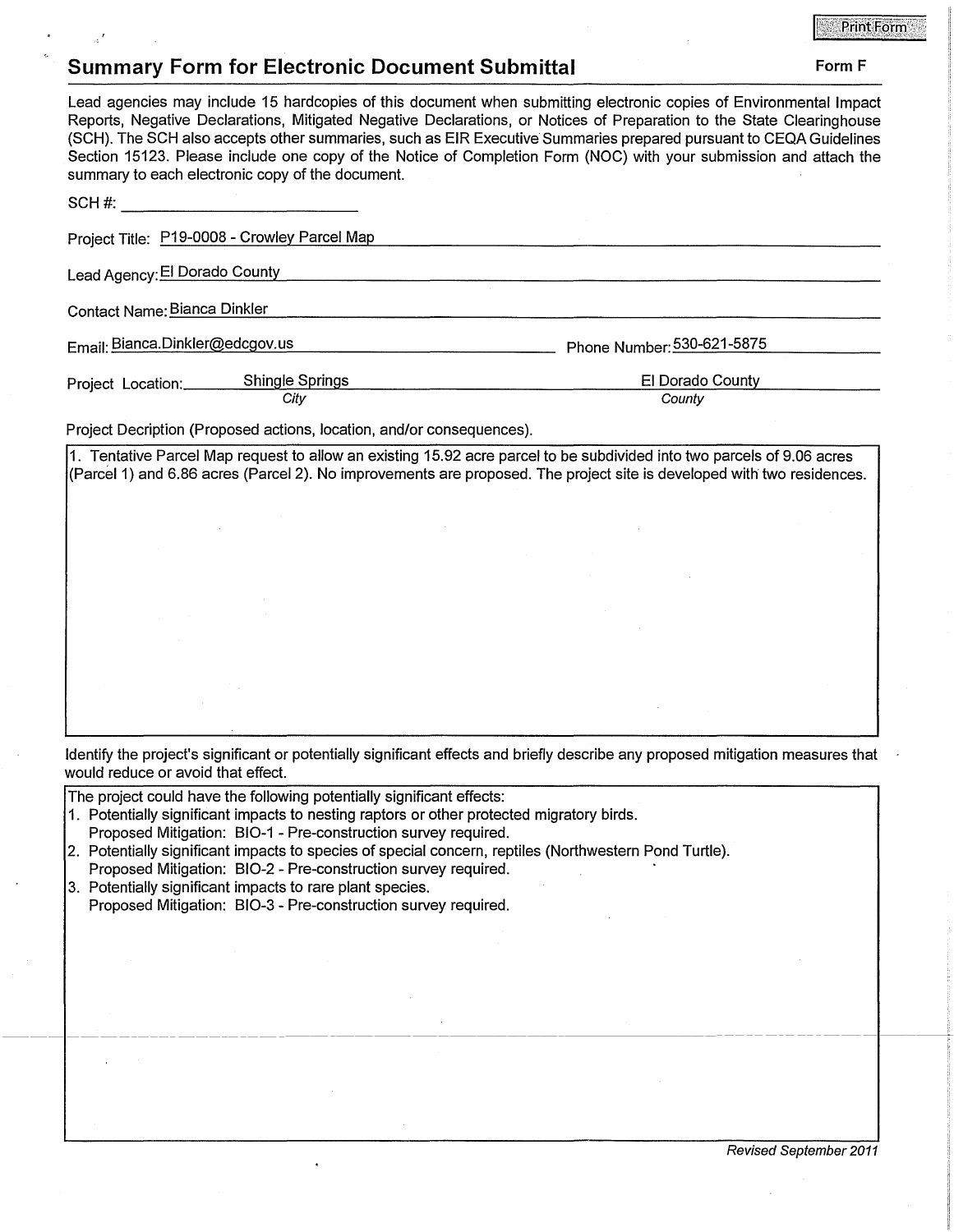# Summary Form for Electronic Document Submittal

**Form F**

Lead agencies may include 15 hardcopies of this document when submitting electronic copies of Environmental Impact Reports, Negative Declarations, Mitigated Negative Declarations, or Notices of Preparation to the State Clearinghouse (SCH). The SCH also accepts other summaries, such as EIR Executive Summaries prepared pursuant to CEQA Guidelines Section 15123. Please include one copy of the Notice of Completion Form (NOC) with your submission and attach the summary to each electronic copy of the document.

SCH #: ______________________

Project Title: P19-0008 - Crowley Parcel Map

Lead Agency: El Dorado County

Contact Name: Bianca Dinkler

Email: Bianca.Dinkler@edcgov.us

Phone Number: 530-621-5875

Project Location: Shingle Springs (*City*) El Dorado County (*County*)

Project Decription (Proposed actions, location, and/or consequences).

1. Tentative Parcel Map request to allow an existing 15.92 acre parcel to be subdivided into two parcels of 9.06 acres (Parcel 1) and 6.86 acres (Parcel 2). No improvements are proposed. The project site is developed with two residences.

Identify the project's significant or potentially significant effects and briefly describe any proposed mitigation measures that would reduce or avoid that effect.

The project could have the following potentially significant effects:

1. Potentially significant impacts to nesting raptors or other protected migratory birds.
   Proposed Mitigation: BIO-1 - Pre-construction survey required.
2. Potentially significant impacts to species of special concern, reptiles (Northwestern Pond Turtle).
   Proposed Mitigation: BIO-2 - Pre-construction survey required.
3. Potentially significant impacts to rare plant species.
   Proposed Mitigation: BIO-3 - Pre-construction survey required.

*Revised September 2011*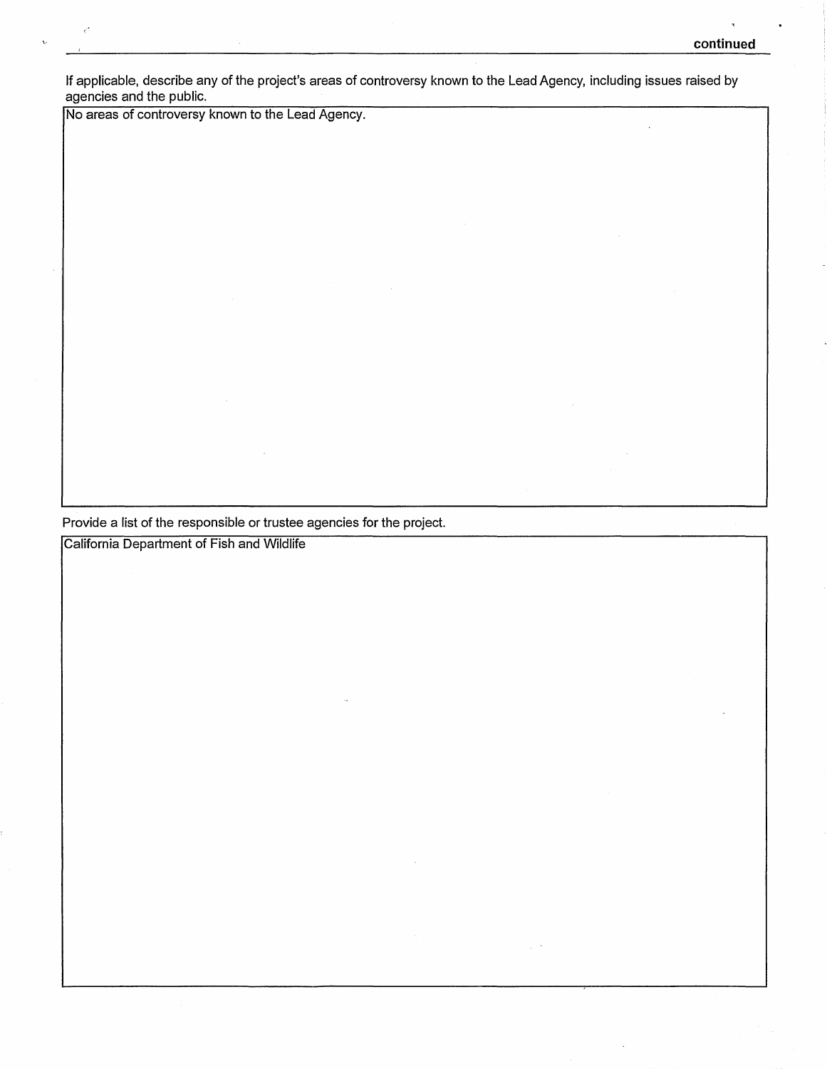If applicable, describe any of the project's areas of controversy known to the Lead Agency, including issues raised by agencies and the public.

No areas of controversy known to the Lead Agency.

Provide a list of the responsible or trustee agencies for the project.

California Department of Fish and Wildlife